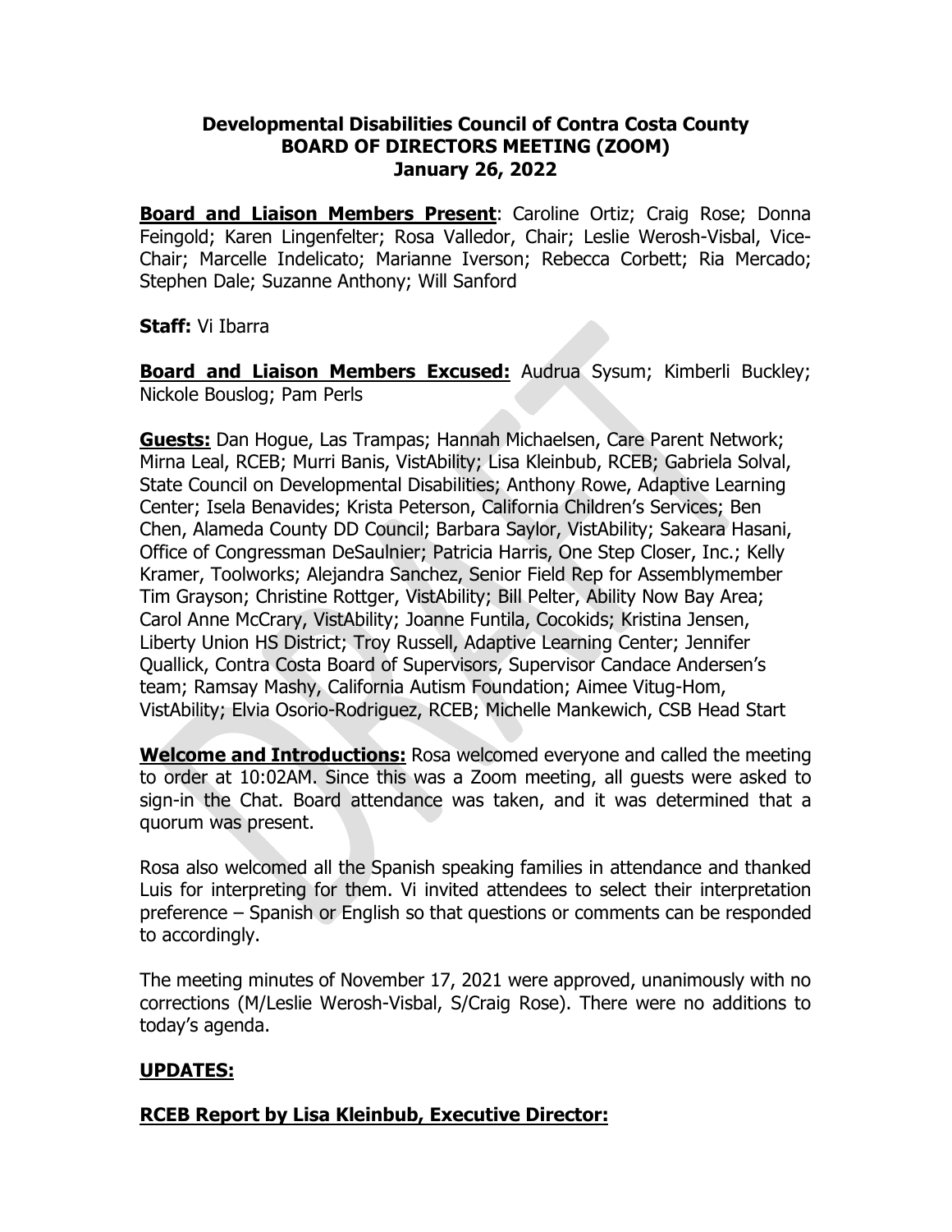**Developmental Disabilities Council of Contra Costa County**
**BOARD OF DIRECTORS MEETING (ZOOM)**
**January 26, 2022**

**Board and Liaison Members Present**: Caroline Ortiz; Craig Rose; Donna Feingold; Karen Lingenfelter; Rosa Valledor, Chair; Leslie Werosh-Visbal, Vice-Chair; Marcelle Indelicato; Marianne Iverson; Rebecca Corbett; Ria Mercado; Stephen Dale; Suzanne Anthony; Will Sanford

**Staff:** Vi Ibarra

**Board and Liaison Members Excused:** Audrua Sysum; Kimberli Buckley; Nickole Bouslog; Pam Perls

**Guests:** Dan Hogue, Las Trampas; Hannah Michaelsen, Care Parent Network; Mirna Leal, RCEB; Murri Banis, VistAbility; Lisa Kleinbub, RCEB; Gabriela Solval, State Council on Developmental Disabilities; Anthony Rowe, Adaptive Learning Center; Isela Benavides; Krista Peterson, California Children's Services; Ben Chen, Alameda County DD Council; Barbara Saylor, VistAbility; Sakeara Hasani, Office of Congressman DeSaulnier; Patricia Harris, One Step Closer, Inc.; Kelly Kramer, Toolworks; Alejandra Sanchez, Senior Field Rep for Assemblymember Tim Grayson; Christine Rottger, VistAbility; Bill Pelter, Ability Now Bay Area; Carol Anne McCrary, VistAbility; Joanne Funtila, Cocokids; Kristina Jensen, Liberty Union HS District; Troy Russell, Adaptive Learning Center; Jennifer Quallick, Contra Costa Board of Supervisors, Supervisor Candace Andersen's team; Ramsay Mashy, California Autism Foundation; Aimee Vitug-Hom, VistAbility; Elvia Osorio-Rodriguez, RCEB; Michelle Mankewich, CSB Head Start

**Welcome and Introductions:** Rosa welcomed everyone and called the meeting to order at 10:02AM. Since this was a Zoom meeting, all guests were asked to sign-in the Chat. Board attendance was taken, and it was determined that a quorum was present.

Rosa also welcomed all the Spanish speaking families in attendance and thanked Luis for interpreting for them. Vi invited attendees to select their interpretation preference – Spanish or English so that questions or comments can be responded to accordingly.

The meeting minutes of November 17, 2021 were approved, unanimously with no corrections (M/Leslie Werosh-Visbal, S/Craig Rose). There were no additions to today's agenda.

## UPDATES:

### RCEB Report by Lisa Kleinbub, Executive Director: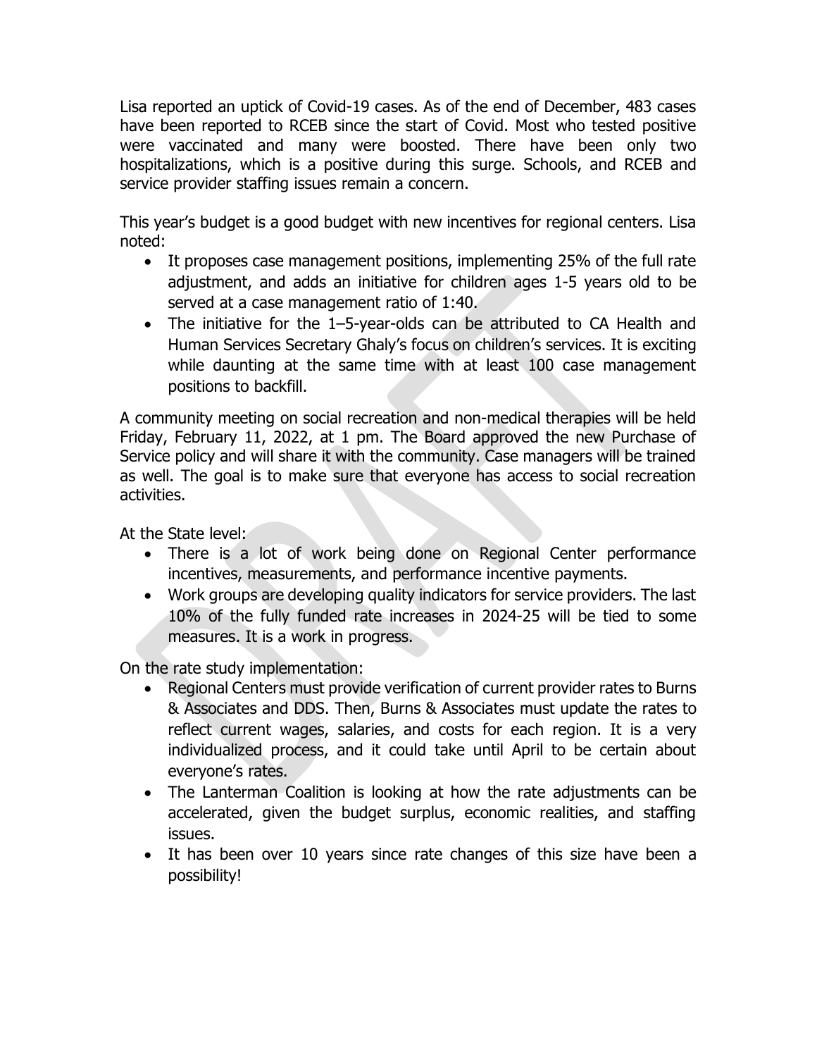Lisa reported an uptick of Covid-19 cases. As of the end of December, 483 cases have been reported to RCEB since the start of Covid. Most who tested positive were vaccinated and many were boosted. There have been only two hospitalizations, which is a positive during this surge. Schools, and RCEB and service provider staffing issues remain a concern.

This year's budget is a good budget with new incentives for regional centers. Lisa noted:

- It proposes case management positions, implementing 25% of the full rate adjustment, and adds an initiative for children ages 1-5 years old to be served at a case management ratio of 1:40.
- The initiative for the 1–5-year-olds can be attributed to CA Health and Human Services Secretary Ghaly's focus on children's services. It is exciting while daunting at the same time with at least 100 case management positions to backfill.

A community meeting on social recreation and non-medical therapies will be held Friday, February 11, 2022, at 1 pm. The Board approved the new Purchase of Service policy and will share it with the community. Case managers will be trained as well. The goal is to make sure that everyone has access to social recreation activities.

At the State level:

- There is a lot of work being done on Regional Center performance incentives, measurements, and performance incentive payments.
- Work groups are developing quality indicators for service providers. The last 10% of the fully funded rate increases in 2024-25 will be tied to some measures. It is a work in progress.

On the rate study implementation:

- Regional Centers must provide verification of current provider rates to Burns & Associates and DDS. Then, Burns & Associates must update the rates to reflect current wages, salaries, and costs for each region. It is a very individualized process, and it could take until April to be certain about everyone's rates.
- The Lanterman Coalition is looking at how the rate adjustments can be accelerated, given the budget surplus, economic realities, and staffing issues.
- It has been over 10 years since rate changes of this size have been a possibility!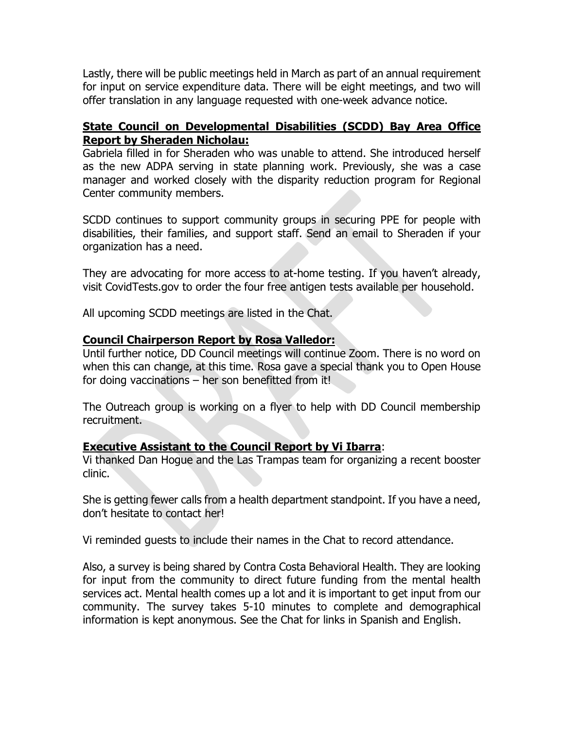Lastly, there will be public meetings held in March as part of an annual requirement for input on service expenditure data. There will be eight meetings, and two will offer translation in any language requested with one-week advance notice.

**State Council on Developmental Disabilities (SCDD) Bay Area Office Report by Sheraden Nicholau:**

Gabriela filled in for Sheraden who was unable to attend. She introduced herself as the new ADPA serving in state planning work. Previously, she was a case manager and worked closely with the disparity reduction program for Regional Center community members.

SCDD continues to support community groups in securing PPE for people with disabilities, their families, and support staff. Send an email to Sheraden if your organization has a need.

They are advocating for more access to at-home testing. If you haven't already, visit CovidTests.gov to order the four free antigen tests available per household.

All upcoming SCDD meetings are listed in the Chat.

**Council Chairperson Report by Rosa Valledor:**

Until further notice, DD Council meetings will continue Zoom. There is no word on when this can change, at this time. Rosa gave a special thank you to Open House for doing vaccinations – her son benefitted from it!

The Outreach group is working on a flyer to help with DD Council membership recruitment.

**Executive Assistant to the Council Report by Vi Ibarra**:

Vi thanked Dan Hogue and the Las Trampas team for organizing a recent booster clinic.

She is getting fewer calls from a health department standpoint. If you have a need, don't hesitate to contact her!

Vi reminded guests to include their names in the Chat to record attendance.

Also, a survey is being shared by Contra Costa Behavioral Health. They are looking for input from the community to direct future funding from the mental health services act. Mental health comes up a lot and it is important to get input from our community. The survey takes 5-10 minutes to complete and demographical information is kept anonymous. See the Chat for links in Spanish and English.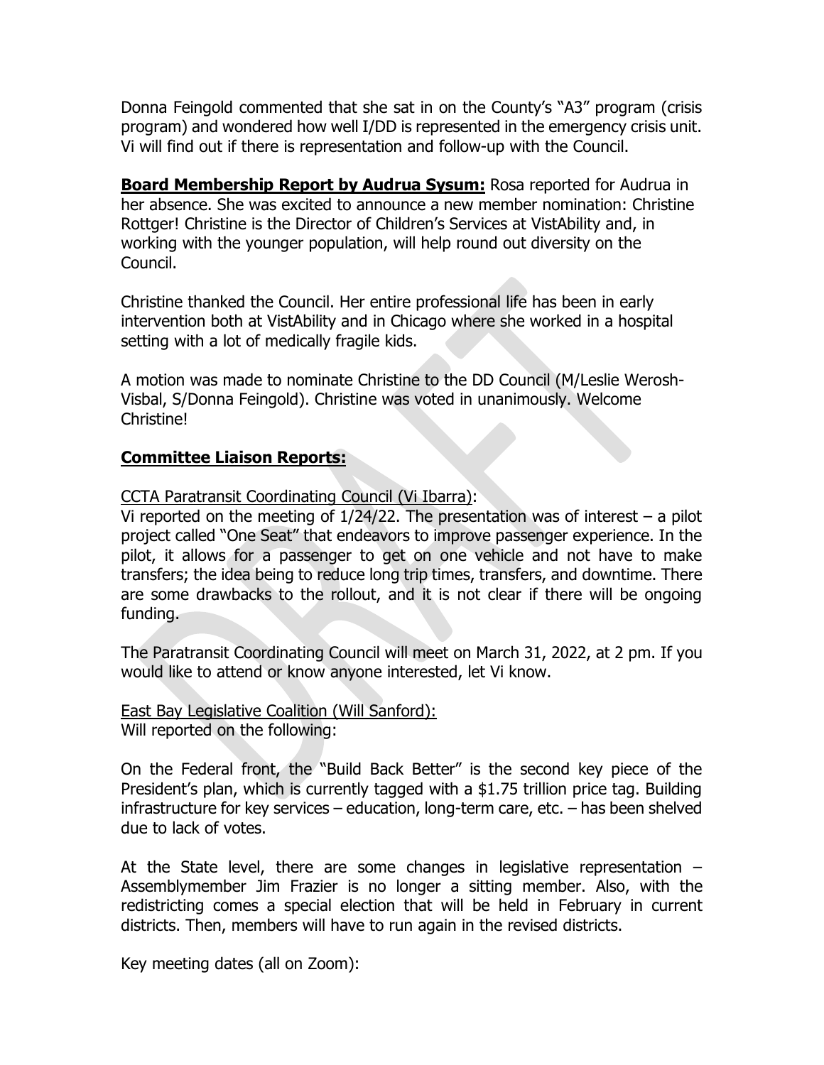Donna Feingold commented that she sat in on the County's "A3" program (crisis program) and wondered how well I/DD is represented in the emergency crisis unit. Vi will find out if there is representation and follow-up with the Council.

**Board Membership Report by Audrua Sysum:** Rosa reported for Audrua in her absence. She was excited to announce a new member nomination: Christine Rottger! Christine is the Director of Children's Services at VistAbility and, in working with the younger population, will help round out diversity on the Council.

Christine thanked the Council. Her entire professional life has been in early intervention both at VistAbility and in Chicago where she worked in a hospital setting with a lot of medically fragile kids.

A motion was made to nominate Christine to the DD Council (M/Leslie Werosh-Visbal, S/Donna Feingold). Christine was voted in unanimously. Welcome Christine!

**Committee Liaison Reports:**

CCTA Paratransit Coordinating Council (Vi Ibarra):
Vi reported on the meeting of 1/24/22. The presentation was of interest – a pilot project called "One Seat" that endeavors to improve passenger experience. In the pilot, it allows for a passenger to get on one vehicle and not have to make transfers; the idea being to reduce long trip times, transfers, and downtime. There are some drawbacks to the rollout, and it is not clear if there will be ongoing funding.

The Paratransit Coordinating Council will meet on March 31, 2022, at 2 pm. If you would like to attend or know anyone interested, let Vi know.

East Bay Legislative Coalition (Will Sanford):
Will reported on the following:

On the Federal front, the "Build Back Better" is the second key piece of the President's plan, which is currently tagged with a $1.75 trillion price tag. Building infrastructure for key services – education, long-term care, etc. – has been shelved due to lack of votes.

At the State level, there are some changes in legislative representation – Assemblymember Jim Frazier is no longer a sitting member. Also, with the redistricting comes a special election that will be held in February in current districts. Then, members will have to run again in the revised districts.

Key meeting dates (all on Zoom):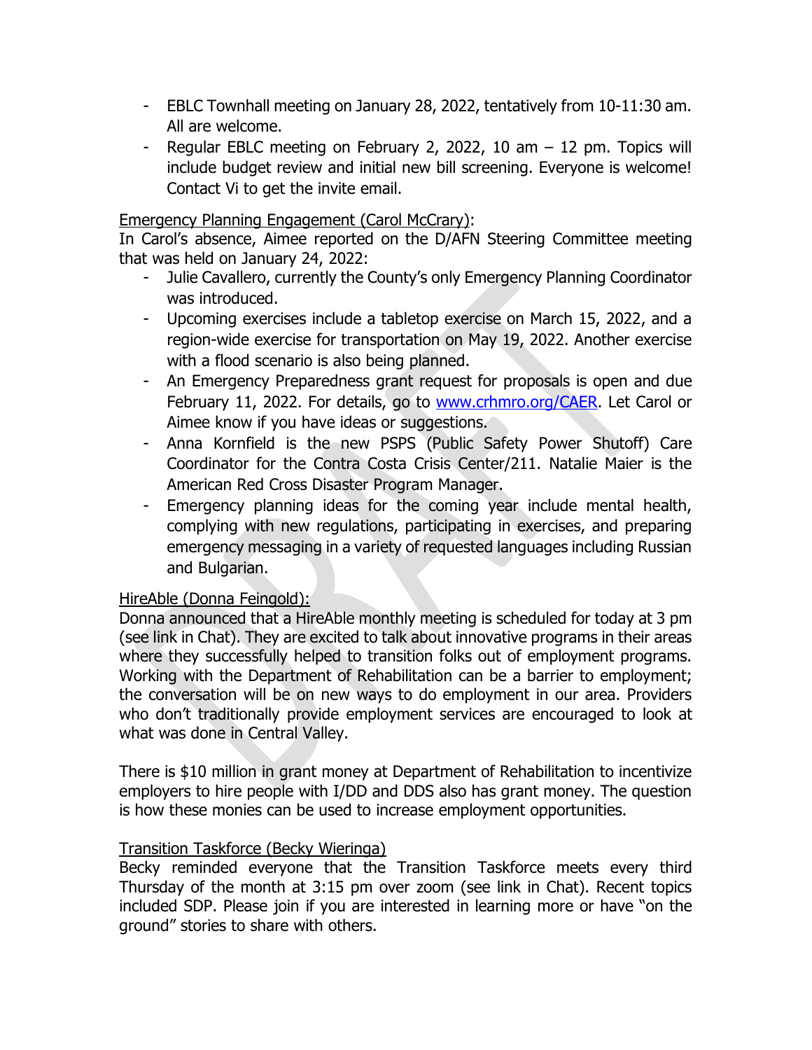- EBLC Townhall meeting on January 28, 2022, tentatively from 10-11:30 am. All are welcome.
- Regular EBLC meeting on February 2, 2022, 10 am – 12 pm. Topics will include budget review and initial new bill screening. Everyone is welcome! Contact Vi to get the invite email.

Emergency Planning Engagement (Carol McCrary):
In Carol's absence, Aimee reported on the D/AFN Steering Committee meeting that was held on January 24, 2022:

- Julie Cavallero, currently the County's only Emergency Planning Coordinator was introduced.
- Upcoming exercises include a tabletop exercise on March 15, 2022, and a region-wide exercise for transportation on May 19, 2022. Another exercise with a flood scenario is also being planned.
- An Emergency Preparedness grant request for proposals is open and due February 11, 2022. For details, go to www.crhmro.org/CAER. Let Carol or Aimee know if you have ideas or suggestions.
- Anna Kornfield is the new PSPS (Public Safety Power Shutoff) Care Coordinator for the Contra Costa Crisis Center/211. Natalie Maier is the American Red Cross Disaster Program Manager.
- Emergency planning ideas for the coming year include mental health, complying with new regulations, participating in exercises, and preparing emergency messaging in a variety of requested languages including Russian and Bulgarian.

HireAble (Donna Feingold):
Donna announced that a HireAble monthly meeting is scheduled for today at 3 pm (see link in Chat). They are excited to talk about innovative programs in their areas where they successfully helped to transition folks out of employment programs. Working with the Department of Rehabilitation can be a barrier to employment; the conversation will be on new ways to do employment in our area. Providers who don't traditionally provide employment services are encouraged to look at what was done in Central Valley.

There is $10 million in grant money at Department of Rehabilitation to incentivize employers to hire people with I/DD and DDS also has grant money. The question is how these monies can be used to increase employment opportunities.

Transition Taskforce (Becky Wieringa)
Becky reminded everyone that the Transition Taskforce meets every third Thursday of the month at 3:15 pm over zoom (see link in Chat). Recent topics included SDP. Please join if you are interested in learning more or have "on the ground" stories to share with others.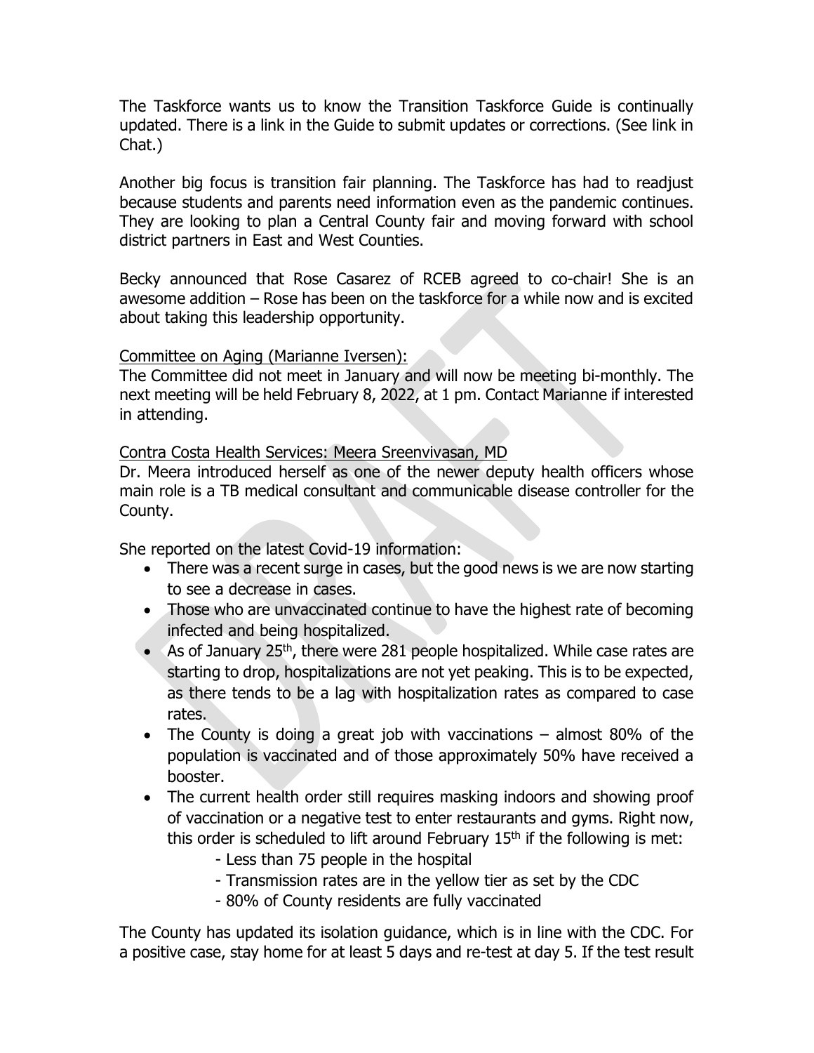The Taskforce wants us to know the Transition Taskforce Guide is continually updated. There is a link in the Guide to submit updates or corrections. (See link in Chat.)

Another big focus is transition fair planning. The Taskforce has had to readjust because students and parents need information even as the pandemic continues. They are looking to plan a Central County fair and moving forward with school district partners in East and West Counties.

Becky announced that Rose Casarez of RCEB agreed to co-chair! She is an awesome addition – Rose has been on the taskforce for a while now and is excited about taking this leadership opportunity.

<u>Committee on Aging (Marianne Iversen):</u>

The Committee did not meet in January and will now be meeting bi-monthly. The next meeting will be held February 8, 2022, at 1 pm. Contact Marianne if interested in attending.

<u>Contra Costa Health Services: Meera Sreenvivasan, MD</u>

Dr. Meera introduced herself as one of the newer deputy health officers whose main role is a TB medical consultant and communicable disease controller for the County.

She reported on the latest Covid-19 information:

- There was a recent surge in cases, but the good news is we are now starting to see a decrease in cases.
- Those who are unvaccinated continue to have the highest rate of becoming infected and being hospitalized.
- As of January 25th, there were 281 people hospitalized. While case rates are starting to drop, hospitalizations are not yet peaking. This is to be expected, as there tends to be a lag with hospitalization rates as compared to case rates.
- The County is doing a great job with vaccinations – almost 80% of the population is vaccinated and of those approximately 50% have received a booster.
- The current health order still requires masking indoors and showing proof of vaccination or a negative test to enter restaurants and gyms. Right now, this order is scheduled to lift around February 15th if the following is met:
    - Less than 75 people in the hospital
    - Transmission rates are in the yellow tier as set by the CDC
    - 80% of County residents are fully vaccinated

The County has updated its isolation guidance, which is in line with the CDC. For a positive case, stay home for at least 5 days and re-test at day 5. If the test result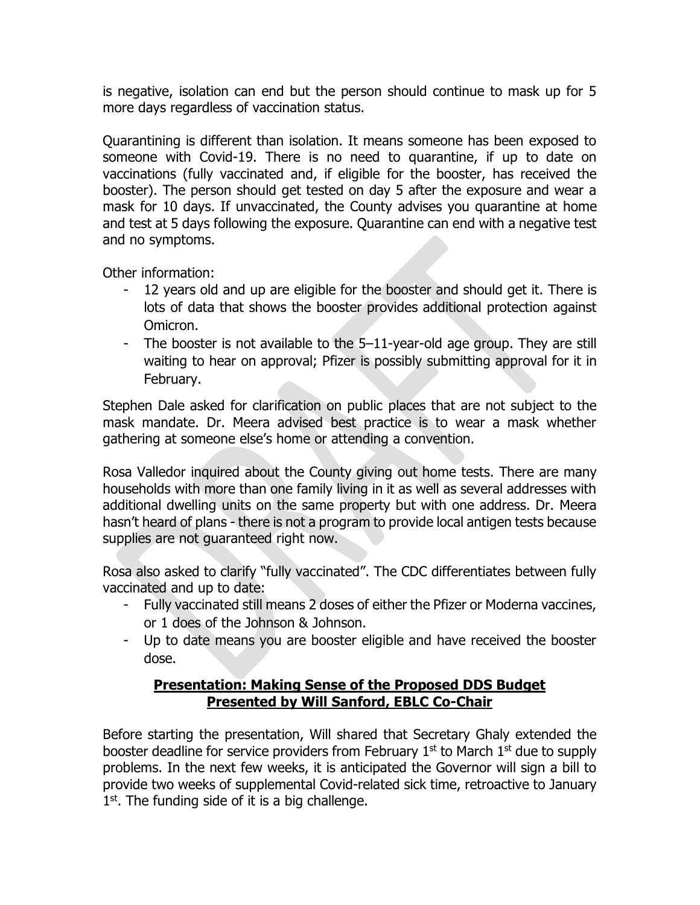is negative, isolation can end but the person should continue to mask up for 5 more days regardless of vaccination status.

Quarantining is different than isolation. It means someone has been exposed to someone with Covid-19. There is no need to quarantine, if up to date on vaccinations (fully vaccinated and, if eligible for the booster, has received the booster). The person should get tested on day 5 after the exposure and wear a mask for 10 days. If unvaccinated, the County advises you quarantine at home and test at 5 days following the exposure. Quarantine can end with a negative test and no symptoms.

Other information:

- 12 years old and up are eligible for the booster and should get it. There is lots of data that shows the booster provides additional protection against Omicron.
- The booster is not available to the 5–11-year-old age group. They are still waiting to hear on approval; Pfizer is possibly submitting approval for it in February.

Stephen Dale asked for clarification on public places that are not subject to the mask mandate. Dr. Meera advised best practice is to wear a mask whether gathering at someone else's home or attending a convention.

Rosa Valledor inquired about the County giving out home tests. There are many households with more than one family living in it as well as several addresses with additional dwelling units on the same property but with one address. Dr. Meera hasn't heard of plans - there is not a program to provide local antigen tests because supplies are not guaranteed right now.

Rosa also asked to clarify "fully vaccinated". The CDC differentiates between fully vaccinated and up to date:

- Fully vaccinated still means 2 doses of either the Pfizer or Moderna vaccines, or 1 does of the Johnson & Johnson.
- Up to date means you are booster eligible and have received the booster dose.

## Presentation: Making Sense of the Proposed DDS Budget
## Presented by Will Sanford, EBLC Co-Chair

Before starting the presentation, Will shared that Secretary Ghaly extended the booster deadline for service providers from February 1st to March 1st due to supply problems. In the next few weeks, it is anticipated the Governor will sign a bill to provide two weeks of supplemental Covid-related sick time, retroactive to January 1st. The funding side of it is a big challenge.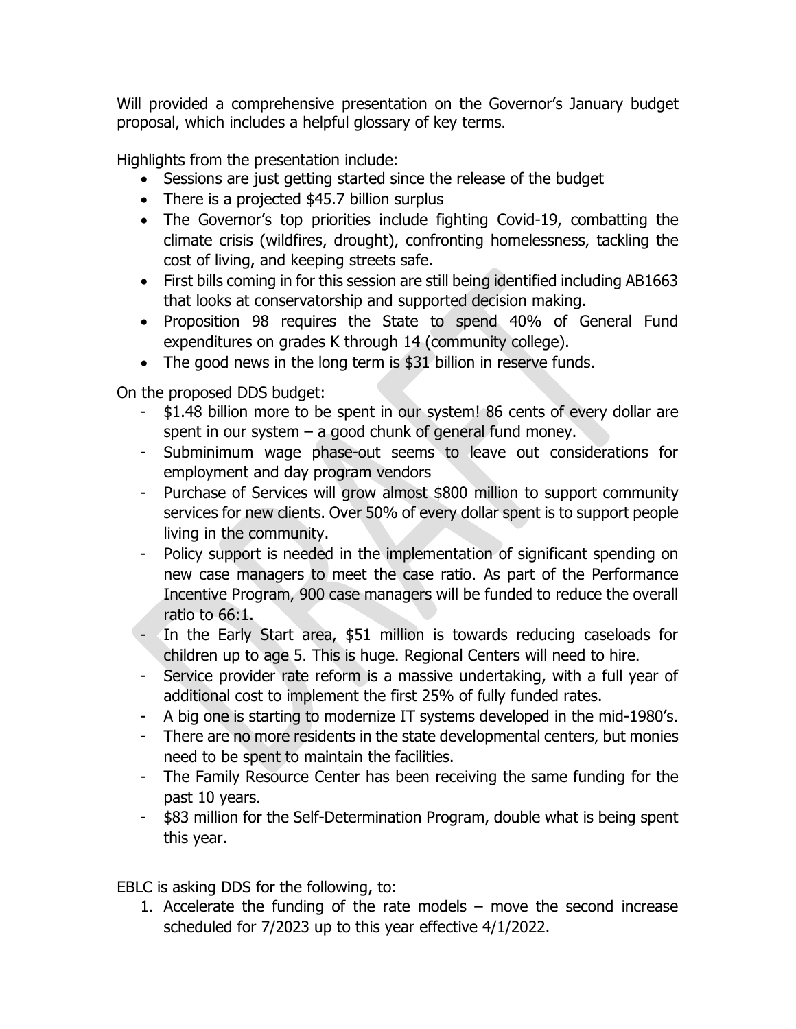Will provided a comprehensive presentation on the Governor's January budget proposal, which includes a helpful glossary of key terms.

Highlights from the presentation include:

- Sessions are just getting started since the release of the budget
- There is a projected $45.7 billion surplus
- The Governor's top priorities include fighting Covid-19, combatting the climate crisis (wildfires, drought), confronting homelessness, tackling the cost of living, and keeping streets safe.
- First bills coming in for this session are still being identified including AB1663 that looks at conservatorship and supported decision making.
- Proposition 98 requires the State to spend 40% of General Fund expenditures on grades K through 14 (community college).
- The good news in the long term is $31 billion in reserve funds.

On the proposed DDS budget:

- $1.48 billion more to be spent in our system! 86 cents of every dollar are spent in our system – a good chunk of general fund money.
- Subminimum wage phase-out seems to leave out considerations for employment and day program vendors
- Purchase of Services will grow almost $800 million to support community services for new clients. Over 50% of every dollar spent is to support people living in the community.
- Policy support is needed in the implementation of significant spending on new case managers to meet the case ratio. As part of the Performance Incentive Program, 900 case managers will be funded to reduce the overall ratio to 66:1.
- In the Early Start area, $51 million is towards reducing caseloads for children up to age 5. This is huge. Regional Centers will need to hire.
- Service provider rate reform is a massive undertaking, with a full year of additional cost to implement the first 25% of fully funded rates.
- A big one is starting to modernize IT systems developed in the mid-1980's.
- There are no more residents in the state developmental centers, but monies need to be spent to maintain the facilities.
- The Family Resource Center has been receiving the same funding for the past 10 years.
- $83 million for the Self-Determination Program, double what is being spent this year.

EBLC is asking DDS for the following, to:

1. Accelerate the funding of the rate models – move the second increase scheduled for 7/2023 up to this year effective 4/1/2022.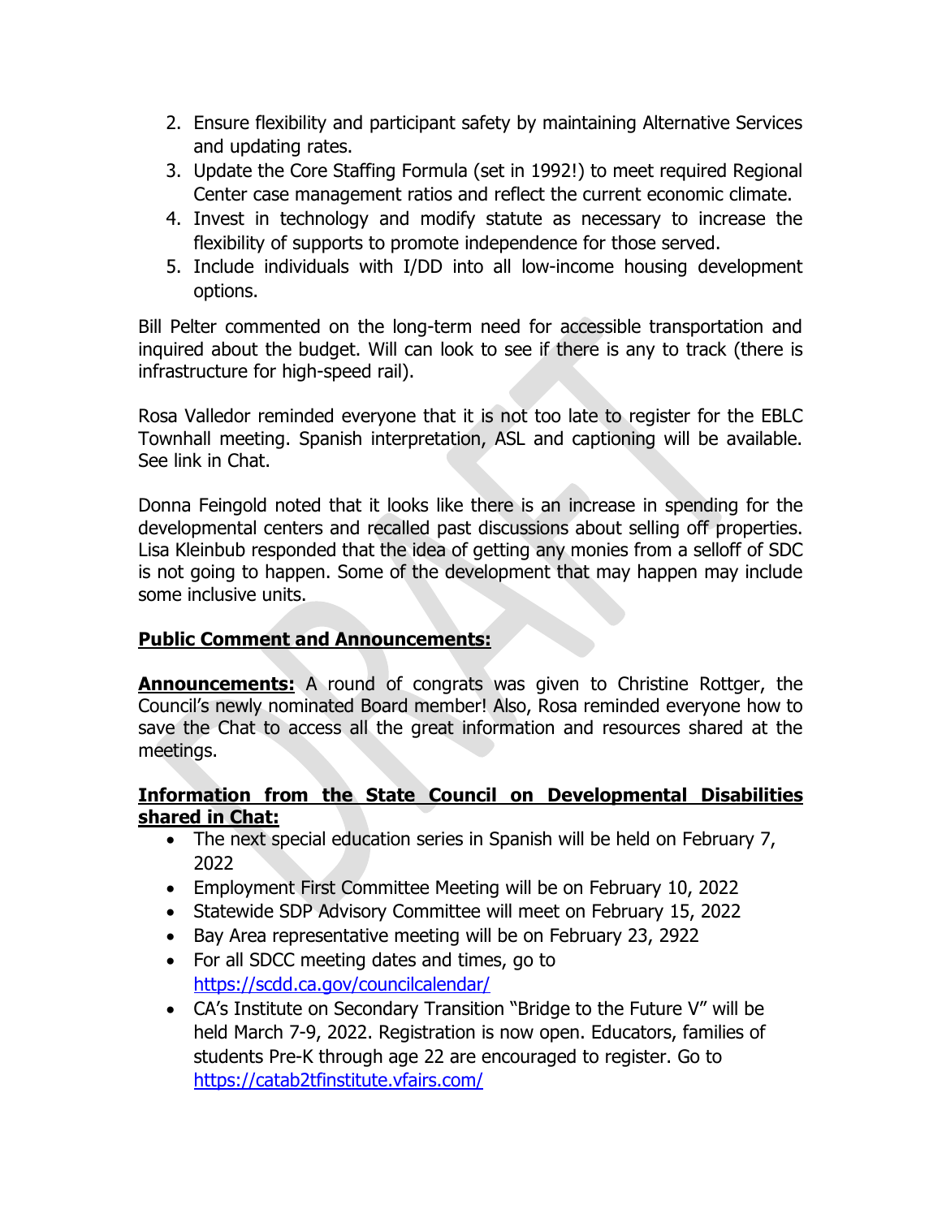2. Ensure flexibility and participant safety by maintaining Alternative Services and updating rates.
3. Update the Core Staffing Formula (set in 1992!) to meet required Regional Center case management ratios and reflect the current economic climate.
4. Invest in technology and modify statute as necessary to increase the flexibility of supports to promote independence for those served.
5. Include individuals with I/DD into all low-income housing development options.

Bill Pelter commented on the long-term need for accessible transportation and inquired about the budget. Will can look to see if there is any to track (there is infrastructure for high-speed rail).

Rosa Valledor reminded everyone that it is not too late to register for the EBLC Townhall meeting. Spanish interpretation, ASL and captioning will be available. See link in Chat.

Donna Feingold noted that it looks like there is an increase in spending for the developmental centers and recalled past discussions about selling off properties. Lisa Kleinbub responded that the idea of getting any monies from a selloff of SDC is not going to happen. Some of the development that may happen may include some inclusive units.

**Public Comment and Announcements:**

**Announcements:** A round of congrats was given to Christine Rottger, the Council's newly nominated Board member! Also, Rosa reminded everyone how to save the Chat to access all the great information and resources shared at the meetings.

**Information from the State Council on Developmental Disabilities shared in Chat:**

- The next special education series in Spanish will be held on February 7, 2022
- Employment First Committee Meeting will be on February 10, 2022
- Statewide SDP Advisory Committee will meet on February 15, 2022
- Bay Area representative meeting will be on February 23, 2922
- For all SDCC meeting dates and times, go to https://scdd.ca.gov/councilcalendar/
- CA's Institute on Secondary Transition "Bridge to the Future V" will be held March 7-9, 2022. Registration is now open. Educators, families of students Pre-K through age 22 are encouraged to register. Go to https://catab2tfinstitute.vfairs.com/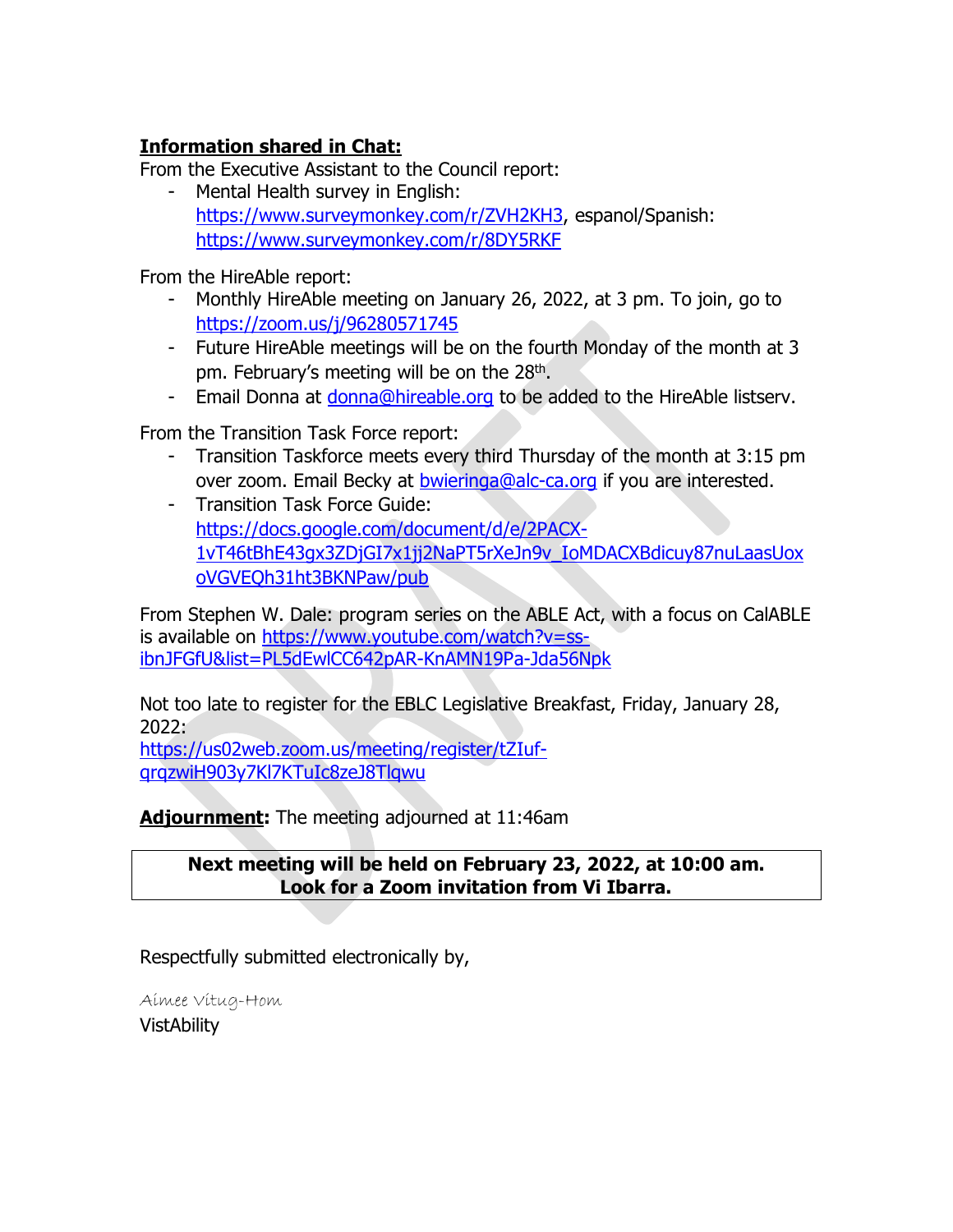**Information shared in Chat:**

From the Executive Assistant to the Council report:

- Mental Health survey in English: https://www.surveymonkey.com/r/ZVH2KH3, espanol/Spanish: https://www.surveymonkey.com/r/8DY5RKF

From the HireAble report:

- Monthly HireAble meeting on January 26, 2022, at 3 pm. To join, go to https://zoom.us/j/96280571745
- Future HireAble meetings will be on the fourth Monday of the month at 3 pm. February's meeting will be on the 28th.
- Email Donna at donna@hireable.org to be added to the HireAble listserv.

From the Transition Task Force report:

- Transition Taskforce meets every third Thursday of the month at 3:15 pm over zoom. Email Becky at bwieringa@alc-ca.org if you are interested.
- Transition Task Force Guide: https://docs.google.com/document/d/e/2PACX-1vT46tBhE43gx3ZDjGI7x1jj2NaPT5rXeJn9v_IoMDACXBdicuy87nuLaasUoxoVGVEQh31ht3BKNPaw/pub

From Stephen W. Dale: program series on the ABLE Act, with a focus on CalABLE is available on https://www.youtube.com/watch?v=ss-ibnJFGfU&list=PL5dEwlCC642pAR-KnAMN19Pa-Jda56Npk

Not too late to register for the EBLC Legislative Breakfast, Friday, January 28, 2022:
https://us02web.zoom.us/meeting/register/tZIuf-qrqzwiH903y7Kl7KTuIc8zeJ8Tlqwu

**Adjournment:** The meeting adjourned at 11:46am

**Next meeting will be held on February 23, 2022, at 10:00 am.**
**Look for a Zoom invitation from Vi Ibarra.**

Respectfully submitted electronically by,

*Aimee Vitug-Hom*
VistAbility